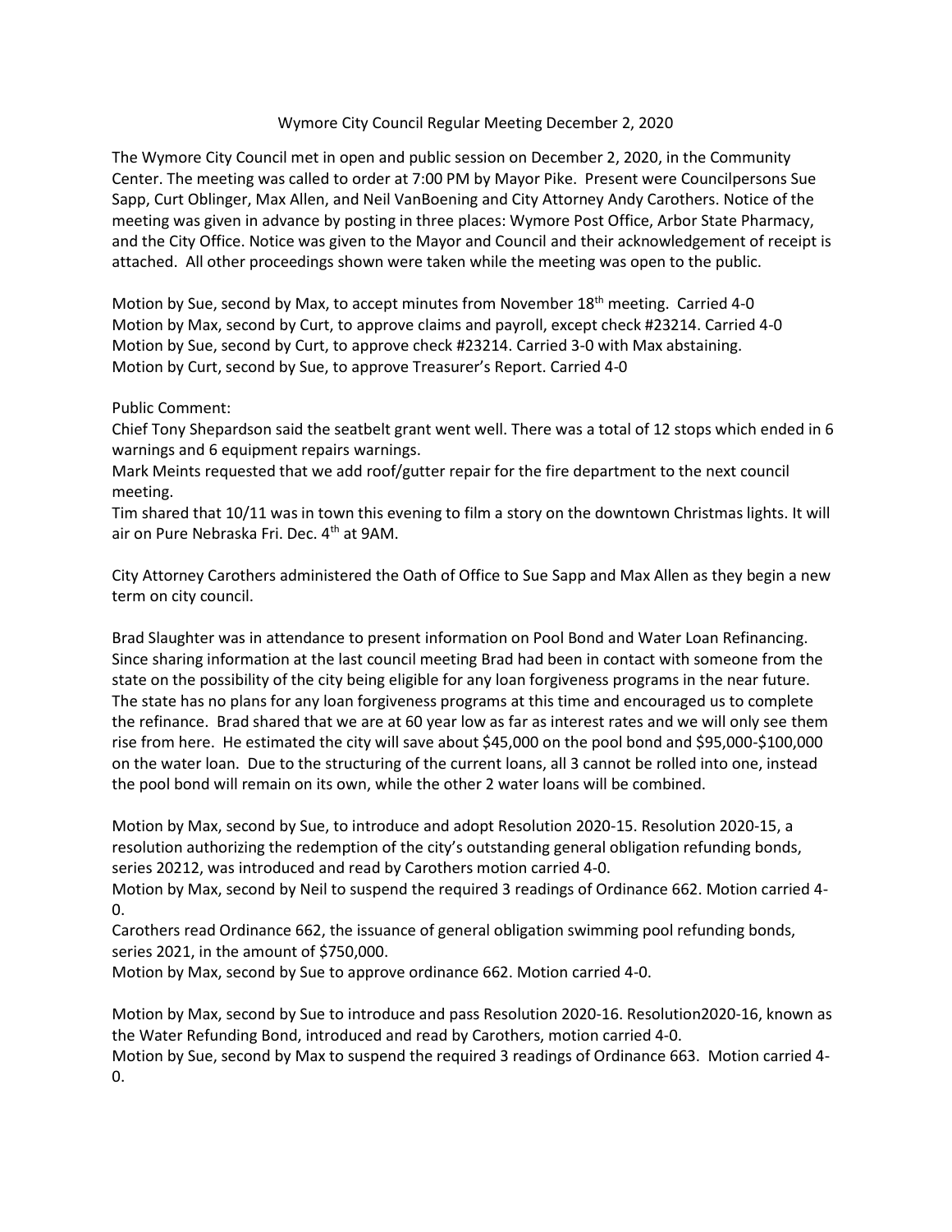# Wymore City Council Regular Meeting December 2, 2020

The Wymore City Council met in open and public session on December 2, 2020, in the Community Center. The meeting was called to order at 7:00 PM by Mayor Pike. Present were Councilpersons Sue Sapp, Curt Oblinger, Max Allen, and Neil VanBoening and City Attorney Andy Carothers. Notice of the meeting was given in advance by posting in three places: Wymore Post Office, Arbor State Pharmacy, and the City Office. Notice was given to the Mayor and Council and their acknowledgement of receipt is attached. All other proceedings shown were taken while the meeting was open to the public.

Motion by Sue, second by Max, to accept minutes from November 18th meeting. Carried 4-0
Motion by Max, second by Curt, to approve claims and payroll, except check #23214. Carried 4-0
Motion by Sue, second by Curt, to approve check #23214. Carried 3-0 with Max abstaining.
Motion by Curt, second by Sue, to approve Treasurer's Report. Carried 4-0

Public Comment:
Chief Tony Shepardson said the seatbelt grant went well. There was a total of 12 stops which ended in 6 warnings and 6 equipment repairs warnings.
Mark Meints requested that we add roof/gutter repair for the fire department to the next council meeting.
Tim shared that 10/11 was in town this evening to film a story on the downtown Christmas lights. It will air on Pure Nebraska Fri. Dec. 4th at 9AM.

City Attorney Carothers administered the Oath of Office to Sue Sapp and Max Allen as they begin a new term on city council.

Brad Slaughter was in attendance to present information on Pool Bond and Water Loan Refinancing. Since sharing information at the last council meeting Brad had been in contact with someone from the state on the possibility of the city being eligible for any loan forgiveness programs in the near future. The state has no plans for any loan forgiveness programs at this time and encouraged us to complete the refinance. Brad shared that we are at 60 year low as far as interest rates and we will only see them rise from here. He estimated the city will save about $45,000 on the pool bond and $95,000-$100,000 on the water loan. Due to the structuring of the current loans, all 3 cannot be rolled into one, instead the pool bond will remain on its own, while the other 2 water loans will be combined.

Motion by Max, second by Sue, to introduce and adopt Resolution 2020-15. Resolution 2020-15, a resolution authorizing the redemption of the city's outstanding general obligation refunding bonds, series 20212, was introduced and read by Carothers motion carried 4-0.
Motion by Max, second by Neil to suspend the required 3 readings of Ordinance 662. Motion carried 4-0.
Carothers read Ordinance 662, the issuance of general obligation swimming pool refunding bonds, series 2021, in the amount of $750,000.
Motion by Max, second by Sue to approve ordinance 662. Motion carried 4-0.

Motion by Max, second by Sue to introduce and pass Resolution 2020-16. Resolution2020-16, known as the Water Refunding Bond, introduced and read by Carothers, motion carried 4-0.
Motion by Sue, second by Max to suspend the required 3 readings of Ordinance 663. Motion carried 4-0.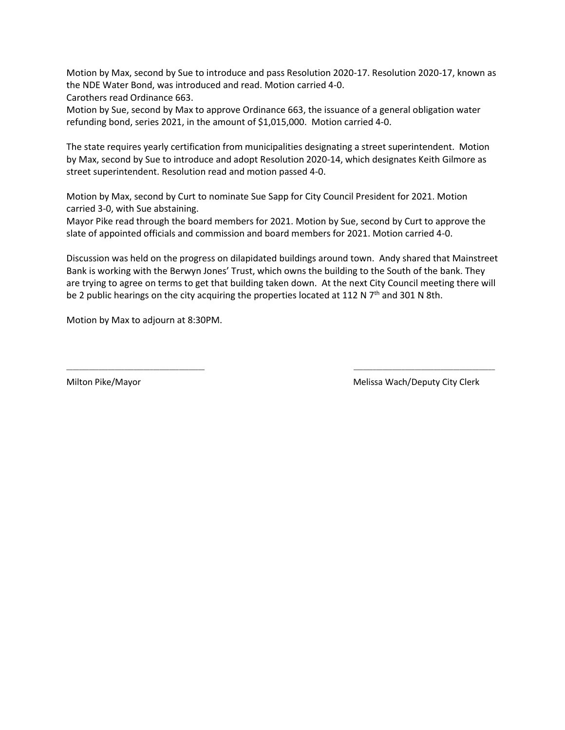Motion by Max, second by Sue to introduce and pass Resolution 2020-17. Resolution 2020-17, known as the NDE Water Bond, was introduced and read. Motion carried 4-0.
Carothers read Ordinance 663.
Motion by Sue, second by Max to approve Ordinance 663, the issuance of a general obligation water refunding bond, series 2021, in the amount of $1,015,000. Motion carried 4-0.

The state requires yearly certification from municipalities designating a street superintendent. Motion by Max, second by Sue to introduce and adopt Resolution 2020-14, which designates Keith Gilmore as street superintendent. Resolution read and motion passed 4-0.

Motion by Max, second by Curt to nominate Sue Sapp for City Council President for 2021. Motion carried 3-0, with Sue abstaining.
Mayor Pike read through the board members for 2021. Motion by Sue, second by Curt to approve the slate of appointed officials and commission and board members for 2021. Motion carried 4-0.

Discussion was held on the progress on dilapidated buildings around town. Andy shared that Mainstreet Bank is working with the Berwyn Jones' Trust, which owns the building to the South of the bank. They are trying to agree on terms to get that building taken down. At the next City Council meeting there will be 2 public hearings on the city acquiring the properties located at 112 N 7th and 301 N 8th.

Motion by Max to adjourn at 8:30PM.

\_\_\_\_\_\_\_\_\_\_\_\_\_\_\_\_\_\_\_\_\_\_\_\_\_\_\_\_\_\_ \_\_\_\_\_\_\_\_\_\_\_\_\_\_\_\_\_\_\_\_\_\_\_\_\_\_\_\_\_\_

Milton Pike/Mayor Melissa Wach/Deputy City Clerk